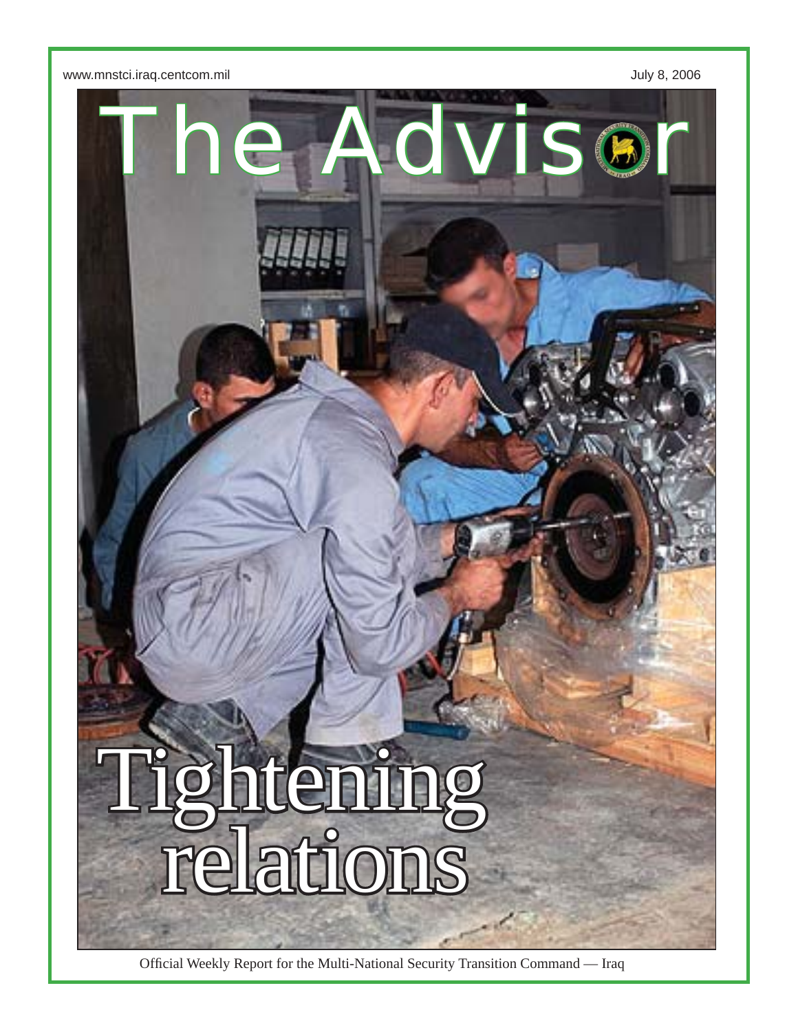www.mnstci.iraq.centcom.mil

July 8, 2006

# The Advisor

# Tightening relations

Official Weekly Report for the Multi-National Security Transition Command — Iraq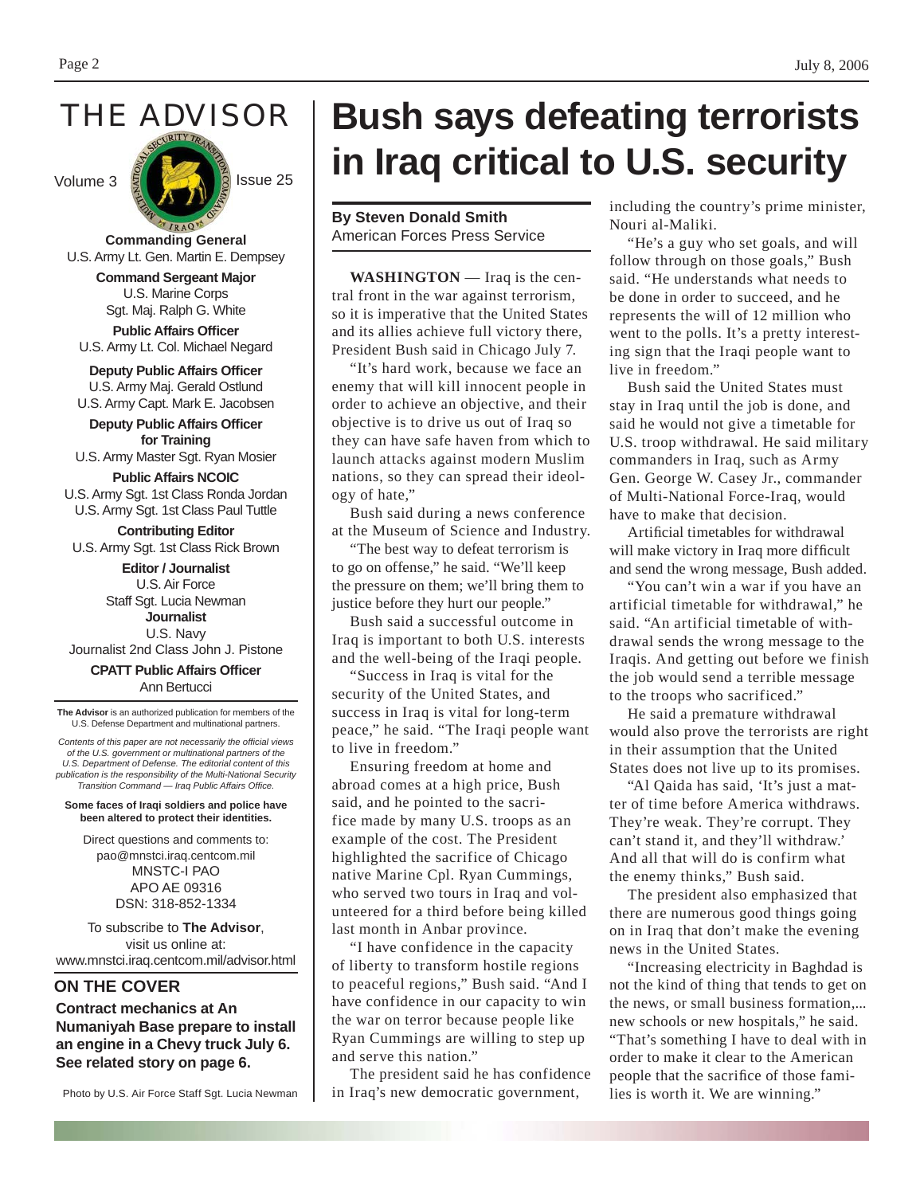# THE ADVISOR

Volume 3 Issue 25

**Commanding General**
U.S. Army Lt. Gen. Martin E. Dempsey

**Command Sergeant Major**
U.S. Marine Corps
Sgt. Maj. Ralph G. White

**Public Affairs Officer**
U.S. Army Lt. Col. Michael Negard

**Deputy Public Affairs Officer**
U.S. Army Maj. Gerald Ostlund
U.S. Army Capt. Mark E. Jacobsen

**Deputy Public Affairs Officer for Training**
U.S. Army Master Sgt. Ryan Mosier

**Public Affairs NCOIC**
U.S. Army Sgt. 1st Class Ronda Jordan
U.S. Army Sgt. 1st Class Paul Tuttle

**Contributing Editor**
U.S. Army Sgt. 1st Class Rick Brown

**Editor / Journalist**
U.S. Air Force
Staff Sgt. Lucia Newman

**Journalist**
U.S. Navy
Journalist 2nd Class John J. Pistone

**CPATT Public Affairs Officer**
Ann Bertucci

**The Advisor** is an authorized publication for members of the U.S. Defense Department and multinational partners.

*Contents of this paper are not necessarily the official views of the U.S. government or multinational partners of the U.S. Department of Defense. The editorial content of this publication is the responsibility of the Multi-National Security Transition Command — Iraq Public Affairs Office.*

**Some faces of Iraqi soldiers and police have been altered to protect their identities.**

Direct questions and comments to:
pao@mnstci.iraq.centcom.mil
MNSTC-I PAO
APO AE 09316
DSN: 318-852-1334

To subscribe to **The Advisor**, visit us online at:
www.mnstci.iraq.centcom.mil/advisor.html

## ON THE COVER

**Contract mechanics at An Numaniyah Base prepare to install an engine in a Chevy truck July 6. See related story on page 6.**

Photo by U.S. Air Force Staff Sgt. Lucia Newman

# Bush says defeating terrorists in Iraq critical to U.S. security

**By Steven Donald Smith**
American Forces Press Service

**WASHINGTON** — Iraq is the central front in the war against terrorism, so it is imperative that the United States and its allies achieve full victory there, President Bush said in Chicago July 7.

"It's hard work, because we face an enemy that will kill innocent people in order to achieve an objective, and their objective is to drive us out of Iraq so they can have safe haven from which to launch attacks against modern Muslim nations, so they can spread their ideology of hate,"

Bush said during a news conference at the Museum of Science and Industry.

"The best way to defeat terrorism is to go on offense," he said. "We'll keep the pressure on them; we'll bring them to justice before they hurt our people."

Bush said a successful outcome in Iraq is important to both U.S. interests and the well-being of the Iraqi people.

"Success in Iraq is vital for the security of the United States, and success in Iraq is vital for long-term peace," he said. "The Iraqi people want to live in freedom."

Ensuring freedom at home and abroad comes at a high price, Bush said, and he pointed to the sacrifice made by many U.S. troops as an example of the cost. The President highlighted the sacrifice of Chicago native Marine Cpl. Ryan Cummings, who served two tours in Iraq and volunteered for a third before being killed last month in Anbar province.

"I have confidence in the capacity of liberty to transform hostile regions to peaceful regions," Bush said. "And I have confidence in our capacity to win the war on terror because people like Ryan Cummings are willing to step up and serve this nation."

The president said he has confidence in Iraq's new democratic government, including the country's prime minister, Nouri al-Maliki.

"He's a guy who set goals, and will follow through on those goals," Bush said. "He understands what needs to be done in order to succeed, and he represents the will of 12 million who went to the polls. It's a pretty interesting sign that the Iraqi people want to live in freedom."

Bush said the United States must stay in Iraq until the job is done, and said he would not give a timetable for U.S. troop withdrawal. He said military commanders in Iraq, such as Army Gen. George W. Casey Jr., commander of Multi-National Force-Iraq, would have to make that decision.

Artificial timetables for withdrawal will make victory in Iraq more difficult and send the wrong message, Bush added.

"You can't win a war if you have an artificial timetable for withdrawal," he said. "An artificial timetable of withdrawal sends the wrong message to the Iraqis. And getting out before we finish the job would send a terrible message to the troops who sacrificed."

He said a premature withdrawal would also prove the terrorists are right in their assumption that the United States does not live up to its promises.

"Al Qaida has said, 'It's just a matter of time before America withdraws. They're weak. They're corrupt. They can't stand it, and they'll withdraw.' And all that will do is confirm what the enemy thinks," Bush said.

The president also emphasized that there are numerous good things going on in Iraq that don't make the evening news in the United States.

"Increasing electricity in Baghdad is not the kind of thing that tends to get on the news, or small business formation,... new schools or new hospitals," he said. "That's something I have to deal with in order to make it clear to the American people that the sacrifice of those families is worth it. We are winning."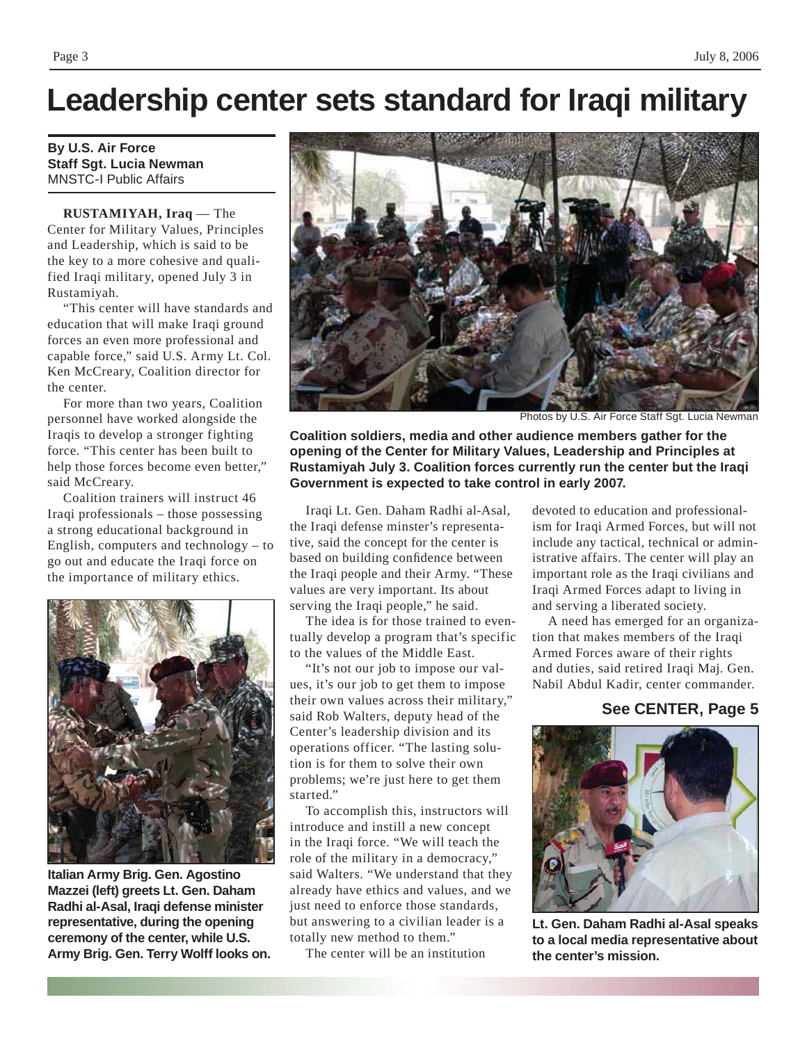# Leadership center sets standard for Iraqi military

**By U.S. Air Force Staff Sgt. Lucia Newman**
MNSTC-I Public Affairs

**RUSTAMIYAH, Iraq** — The Center for Military Values, Principles and Leadership, which is said to be the key to a more cohesive and qualified Iraqi military, opened July 3 in Rustamiyah.

"This center will have standards and education that will make Iraqi ground forces an even more professional and capable force," said U.S. Army Lt. Col. Ken McCreary, Coalition director for the center.

For more than two years, Coalition personnel have worked alongside the Iraqis to develop a stronger fighting force. "This center has been built to help those forces become even better," said McCreary.

Coalition trainers will instruct 46 Iraqi professionals – those possessing a strong educational background in English, computers and technology – to go out and educate the Iraqi force on the importance of military ethics.

**Italian Army Brig. Gen. Agostino Mazzei (left) greets Lt. Gen. Daham Radhi al-Asal, Iraqi defense minister representative, during the opening ceremony of the center, while U.S. Army Brig. Gen. Terry Wolff looks on.**

Photos by U.S. Air Force Staff Sgt. Lucia Newman

**Coalition soldiers, media and other audience members gather for the opening of the Center for Military Values, Leadership and Principles at Rustamiyah July 3. Coalition forces currently run the center but the Iraqi Government is expected to take control in early 2007.**

Iraqi Lt. Gen. Daham Radhi al-Asal, the Iraqi defense minster's representative, said the concept for the center is based on building confidence between the Iraqi people and their Army. "These values are very important. Its about serving the Iraqi people," he said.

The idea is for those trained to eventually develop a program that's specific to the values of the Middle East.

"It's not our job to impose our values, it's our job to get them to impose their own values across their military," said Rob Walters, deputy head of the Center's leadership division and its operations officer. "The lasting solution is for them to solve their own problems; we're just here to get them started."

To accomplish this, instructors will introduce and instill a new concept in the Iraqi force. "We will teach the role of the military in a democracy," said Walters. "We understand that they already have ethics and values, and we just need to enforce those standards, but answering to a civilian leader is a totally new method to them."

The center will be an institution devoted to education and professionalism for Iraqi Armed Forces, but will not include any tactical, technical or administrative affairs. The center will play an important role as the Iraqi civilians and Iraqi Armed Forces adapt to living in and serving a liberated society.

A need has emerged for an organization that makes members of the Iraqi Armed Forces aware of their rights and duties, said retired Iraqi Maj. Gen. Nabil Abdul Kadir, center commander.

**See CENTER, Page 5**

**Lt. Gen. Daham Radhi al-Asal speaks to a local media representative about the center's mission.**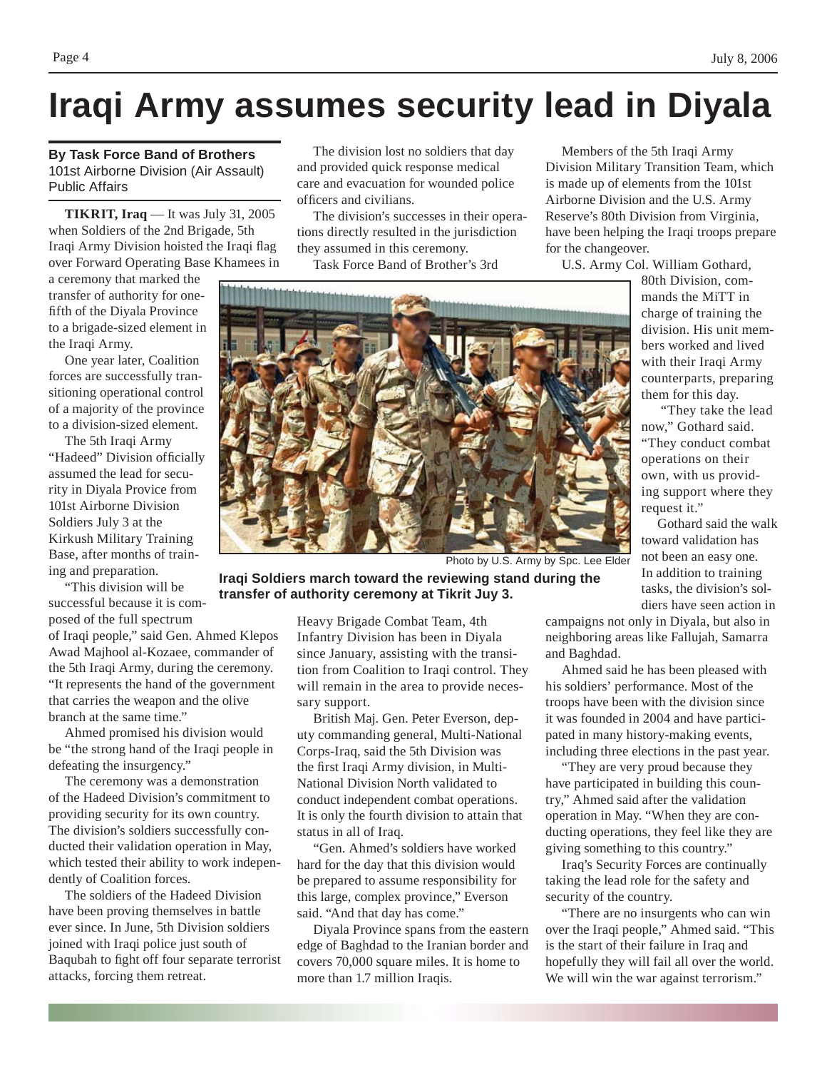# Iraqi Army assumes security lead in Diyala

**By Task Force Band of Brothers**
101st Airborne Division (Air Assault) Public Affairs

**TIKRIT, Iraq** — It was July 31, 2005 when Soldiers of the 2nd Brigade, 5th Iraqi Army Division hoisted the Iraqi flag over Forward Operating Base Khamees in a ceremony that marked the transfer of authority for one-fifth of the Diyala Province to a brigade-sized element in the Iraqi Army.

One year later, Coalition forces are successfully transitioning operational control of a majority of the province to a division-sized element.

The 5th Iraqi Army "Hadeed" Division officially assumed the lead for security in Diyala Provice from 101st Airborne Division Soldiers July 3 at the Kirkush Military Training Base, after months of training and preparation.

"This division will be successful because it is composed of the full spectrum of Iraqi people," said Gen. Ahmed Klepos Awad Majhool al-Kozaee, commander of the 5th Iraqi Army, during the ceremony. "It represents the hand of the government that carries the weapon and the olive branch at the same time."

Ahmed promised his division would be "the strong hand of the Iraqi people in defeating the insurgency."

The ceremony was a demonstration of the Hadeed Division's commitment to providing security for its own country. The division's soldiers successfully conducted their validation operation in May, which tested their ability to work independently of Coalition forces.

The soldiers of the Hadeed Division have been proving themselves in battle ever since. In June, 5th Division soldiers joined with Iraqi police just south of Baqubah to fight off four separate terrorist attacks, forcing them retreat.

The division lost no soldiers that day and provided quick response medical care and evacuation for wounded police officers and civilians.

The division's successes in their operations directly resulted in the jurisdiction they assumed in this ceremony.

Task Force Band of Brother's 3rd Heavy Brigade Combat Team, 4th Infantry Division has been in Diyala since January, assisting with the transition from Coalition to Iraqi control. They will remain in the area to provide necessary support.

British Maj. Gen. Peter Everson, deputy commanding general, Multi-National Corps-Iraq, said the 5th Division was the first Iraqi Army division, in Multi-National Division North validated to conduct independent combat operations. It is only the fourth division to attain that status in all of Iraq.

"Gen. Ahmed's soldiers have worked hard for the day that this division would be prepared to assume responsibility for this large, complex province," Everson said. "And that day has come."

Diyala Province spans from the eastern edge of Baghdad to the Iranian border and covers 70,000 square miles. It is home to more than 1.7 million Iraqis.

Photo by U.S. Army by Spc. Lee Elder

**Iraqi Soldiers march toward the reviewing stand during the transfer of authority ceremony at Tikrit Juy 3.**

Members of the 5th Iraqi Army Division Military Transition Team, which is made up of elements from the 101st Airborne Division and the U.S. Army Reserve's 80th Division from Virginia, have been helping the Iraqi troops prepare for the changeover.

U.S. Army Col. William Gothard, 80th Division, commands the MiTT in charge of training the division. His unit members worked and lived with their Iraqi Army counterparts, preparing them for this day.

"They take the lead now," Gothard said. "They conduct combat operations on their own, with us providing support where they request it."

Gothard said the walk toward validation has not been an easy one. In addition to training tasks, the division's soldiers have seen action in campaigns not only in Diyala, but also in neighboring areas like Fallujah, Samarra and Baghdad.

Ahmed said he has been pleased with his soldiers' performance. Most of the troops have been with the division since it was founded in 2004 and have participated in many history-making events, including three elections in the past year.

"They are very proud because they have participated in building this country," Ahmed said after the validation operation in May. "When they are conducting operations, they feel like they are giving something to this country."

Iraq's Security Forces are continually taking the lead role for the safety and security of the country.

"There are no insurgents who can win over the Iraqi people," Ahmed said. "This is the start of their failure in Iraq and hopefully they will fail all over the world. We will win the war against terrorism."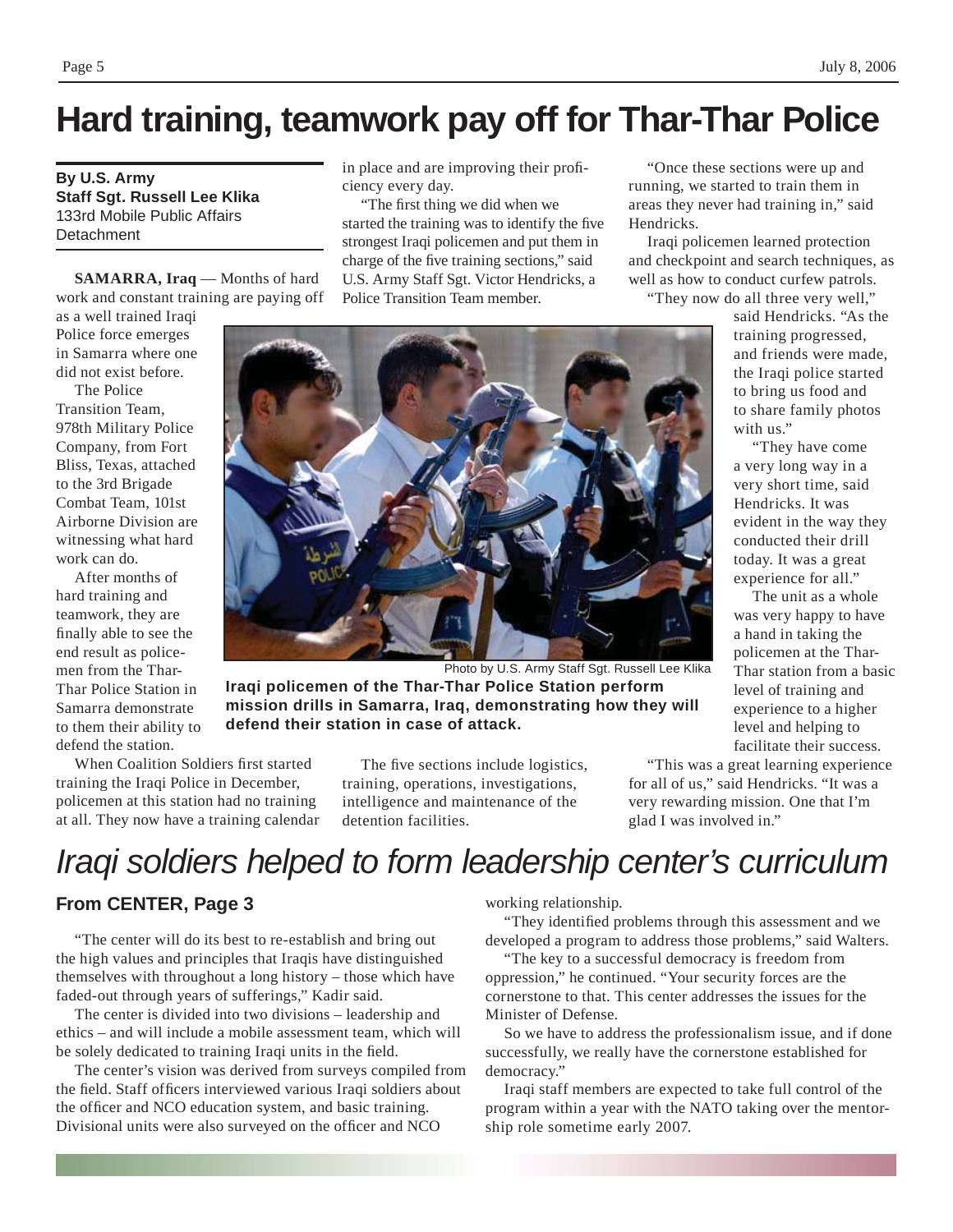# Hard training, teamwork pay off for Thar-Thar Police

**By U.S. Army**
**Staff Sgt. Russell Lee Klika**
133rd Mobile Public Affairs Detachment

**SAMARRA, Iraq** — Months of hard work and constant training are paying off as a well trained Iraqi Police force emerges in Samarra where one did not exist before.

The Police Transition Team, 978th Military Police Company, from Fort Bliss, Texas, attached to the 3rd Brigade Combat Team, 101st Airborne Division are witnessing what hard work can do.

After months of hard training and teamwork, they are finally able to see the end result as policemen from the Thar-Thar Police Station in Samarra demonstrate to them their ability to defend the station.

When Coalition Soldiers first started training the Iraqi Police in December, policemen at this station had no training at all. They now have a training calendar in place and are improving their proficiency every day.

"The first thing we did when we started the training was to identify the five strongest Iraqi policemen and put them in charge of the five training sections," said U.S. Army Staff Sgt. Victor Hendricks, a Police Transition Team member.

Photo by U.S. Army Staff Sgt. Russell Lee Klika

**Iraqi policemen of the Thar-Thar Police Station perform mission drills in Samarra, Iraq, demonstrating how they will defend their station in case of attack.**

The five sections include logistics, training, operations, investigations, intelligence and maintenance of the detention facilities.

"Once these sections were up and running, we started to train them in areas they never had training in," said Hendricks.

Iraqi policemen learned protection and checkpoint and search techniques, as well as how to conduct curfew patrols.

"They now do all three very well," said Hendricks. "As the training progressed, and friends were made, the Iraqi police started to bring us food and to share family photos with us."

"They have come a very long way in a very short time, said Hendricks. It was evident in the way they conducted their drill today. It was a great experience for all."

The unit as a whole was very happy to have a hand in taking the policemen at the Thar-Thar station from a basic level of training and experience to a higher level and helping to facilitate their success.

"This was a great learning experience for all of us," said Hendricks. "It was a very rewarding mission. One that I'm glad I was involved in."

# *Iraqi soldiers helped to form leadership center's curriculum*

## From CENTER, Page 3

"The center will do its best to re-establish and bring out the high values and principles that Iraqis have distinguished themselves with throughout a long history – those which have faded-out through years of sufferings," Kadir said.

The center is divided into two divisions – leadership and ethics – and will include a mobile assessment team, which will be solely dedicated to training Iraqi units in the field.

The center's vision was derived from surveys compiled from the field. Staff officers interviewed various Iraqi soldiers about the officer and NCO education system, and basic training. Divisional units were also surveyed on the officer and NCO working relationship.

"They identified problems through this assessment and we developed a program to address those problems," said Walters.

"The key to a successful democracy is freedom from oppression," he continued. "Your security forces are the cornerstone to that. This center addresses the issues for the Minister of Defense.

So we have to address the professionalism issue, and if done successfully, we really have the cornerstone established for democracy."

Iraqi staff members are expected to take full control of the program within a year with the NATO taking over the mentorship role sometime early 2007.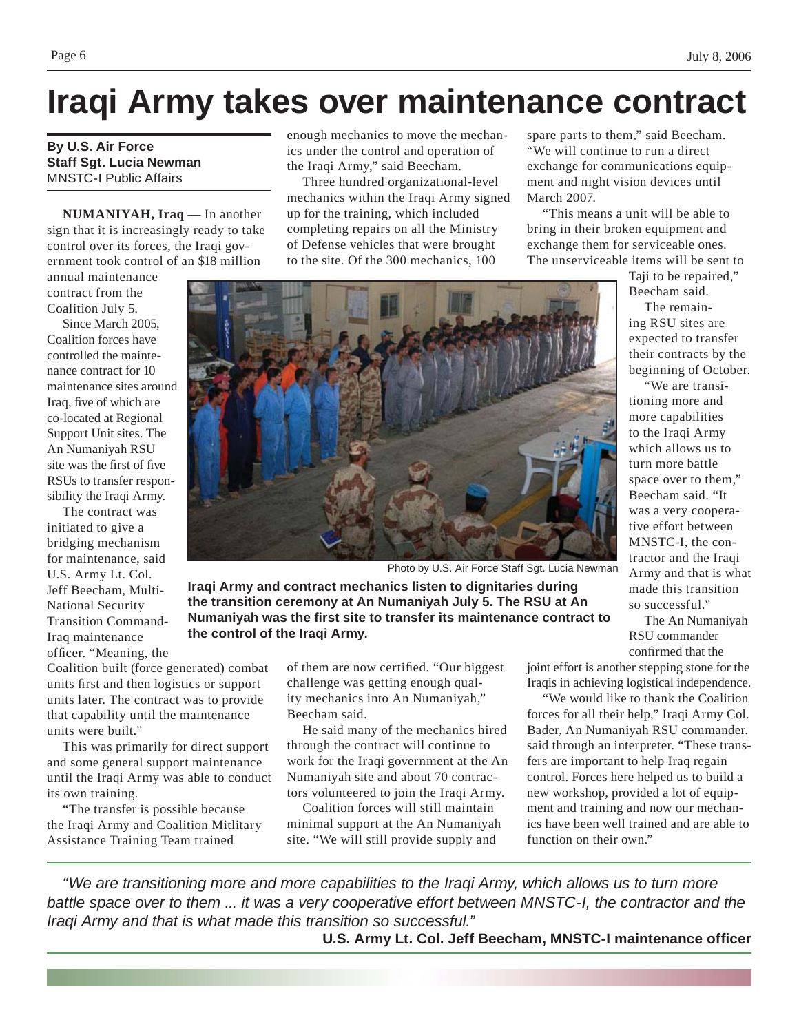# Iraqi Army takes over maintenance contract

**By U.S. Air Force Staff Sgt. Lucia Newman**
MNSTC-I Public Affairs

**NUMANIYAH, Iraq** — In another sign that it is increasingly ready to take control over its forces, the Iraqi government took control of an $18 million annual maintenance contract from the Coalition July 5.

Since March 2005, Coalition forces have controlled the maintenance contract for 10 maintenance sites around Iraq, five of which are co-located at Regional Support Unit sites. The An Numaniyah RSU site was the first of five RSUs to transfer responsibility the Iraqi Army.

The contract was initiated to give a bridging mechanism for maintenance, said U.S. Army Lt. Col. Jeff Beecham, Multi-National Security Transition Command-Iraq maintenance officer. "Meaning, the Coalition built (force generated) combat units first and then logistics or support units later. The contract was to provide that capability until the maintenance units were built."

This was primarily for direct support and some general support maintenance until the Iraqi Army was able to conduct its own training.

"The transfer is possible because the Iraqi Army and Coalition Mitlitary Assistance Training Team trained enough mechanics to move the mechanics under the control and operation of the Iraqi Army," said Beecham.

Three hundred organizational-level mechanics within the Iraqi Army signed up for the training, which included completing repairs on all the Ministry of Defense vehicles that were brought to the site. Of the 300 mechanics, 100 of them are now certified. "Our biggest challenge was getting enough quality mechanics into An Numaniyah," Beecham said.

He said many of the mechanics hired through the contract will continue to work for the Iraqi government at the An Numaniyah site and about 70 contractors volunteered to join the Iraqi Army.

Coalition forces will still maintain minimal support at the An Numaniyah site. "We will still provide supply and spare parts to them," said Beecham. "We will continue to run a direct exchange for communications equipment and night vision devices until March 2007.

"This means a unit will be able to bring in their broken equipment and exchange them for serviceable ones. The unserviceable items will be sent to Taji to be repaired," Beecham said.

The remaining RSU sites are expected to transfer their contracts by the beginning of October.

"We are transitioning more and more capabilities to the Iraqi Army which allows us to turn more battle space over to them," Beecham said. "It was a very cooperative effort between MNSTC-I, the contractor and the Iraqi Army and that is what made this transition so successful."

The An Numaniyah RSU commander confirmed that the joint effort is another stepping stone for the Iraqis in achieving logistical independence.

"We would like to thank the Coalition forces for all their help," Iraqi Army Col. Bader, An Numaniyah RSU commander. said through an interpreter. "These transfers are important to help Iraq regain control. Forces here helped us to build a new workshop, provided a lot of equipment and training and now our mechanics have been well trained and are able to function on their own."

Photo by U.S. Air Force Staff Sgt. Lucia Newman

**Iraqi Army and contract mechanics listen to dignitaries during the transition ceremony at An Numaniyah July 5. The RSU at An Numaniyah was the first site to transfer its maintenance contract to the control of the Iraqi Army.**

*"We are transitioning more and more capabilities to the Iraqi Army, which allows us to turn more battle space over to them ... it was a very cooperative effort between MNSTC-I, the contractor and the Iraqi Army and that is what made this transition so successful."*

**U.S. Army Lt. Col. Jeff Beecham, MNSTC-I maintenance officer**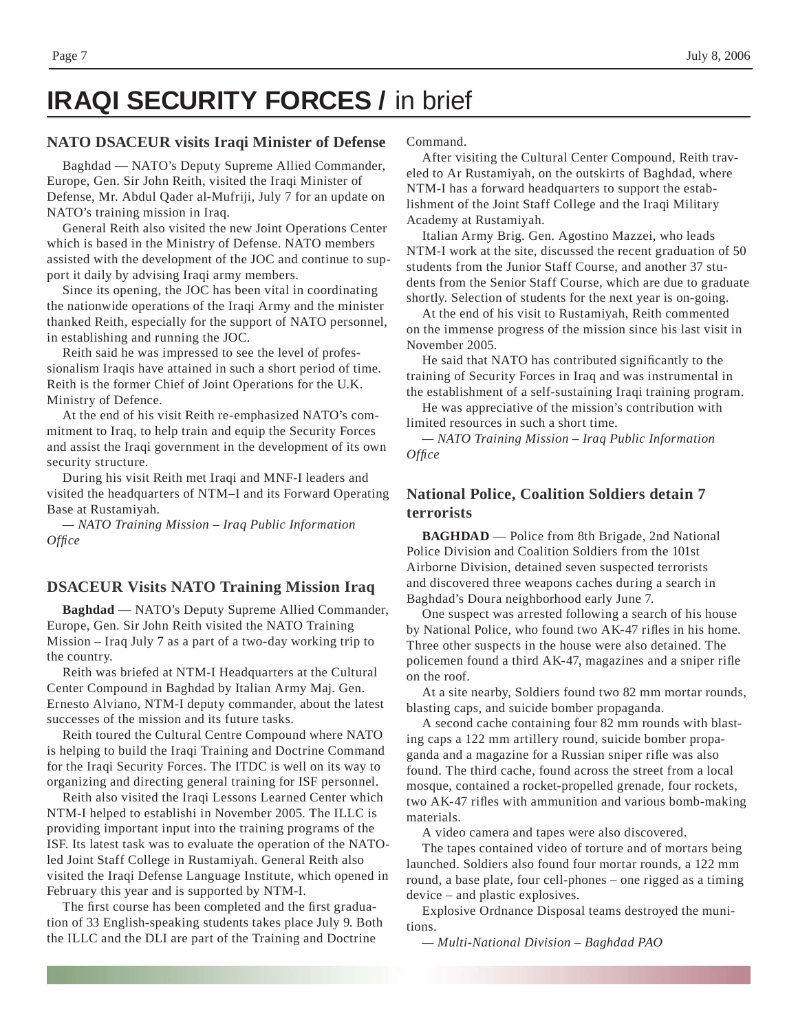# IRAQI SECURITY FORCES / in brief

## NATO DSACEUR visits Iraqi Minister of Defense

Baghdad — NATO's Deputy Supreme Allied Commander, Europe, Gen. Sir John Reith, visited the Iraqi Minister of Defense, Mr. Abdul Qader al-Mufriji, July 7 for an update on NATO's training mission in Iraq.

General Reith also visited the new Joint Operations Center which is based in the Ministry of Defense. NATO members assisted with the development of the JOC and continue to support it daily by advising Iraqi army members.

Since its opening, the JOC has been vital in coordinating the nationwide operations of the Iraqi Army and the minister thanked Reith, especially for the support of NATO personnel, in establishing and running the JOC.

Reith said he was impressed to see the level of professionalism Iraqis have attained in such a short period of time. Reith is the former Chief of Joint Operations for the U.K. Ministry of Defence.

At the end of his visit Reith re-emphasized NATO's commitment to Iraq, to help train and equip the Security Forces and assist the Iraqi government in the development of its own security structure.

During his visit Reith met Iraqi and MNF-I leaders and visited the headquarters of NTM–I and its Forward Operating Base at Rustamiyah.

*— NATO Training Mission – Iraq Public Information Office*

## DSACEUR Visits NATO Training Mission Iraq

**Baghdad** — NATO's Deputy Supreme Allied Commander, Europe, Gen. Sir John Reith visited the NATO Training Mission – Iraq July 7 as a part of a two-day working trip to the country.

Reith was briefed at NTM-I Headquarters at the Cultural Center Compound in Baghdad by Italian Army Maj. Gen. Ernesto Alviano, NTM-I deputy commander, about the latest successes of the mission and its future tasks.

Reith toured the Cultural Centre Compound where NATO is helping to build the Iraqi Training and Doctrine Command for the Iraqi Security Forces. The ITDC is well on its way to organizing and directing general training for ISF personnel.

Reith also visited the Iraqi Lessons Learned Center which NTM-I helped to establishi in November 2005. The ILLC is providing important input into the training programs of the ISF. Its latest task was to evaluate the operation of the NATO-led Joint Staff College in Rustamiyah. General Reith also visited the Iraqi Defense Language Institute, which opened in February this year and is supported by NTM-I.

The first course has been completed and the first graduation of 33 English-speaking students takes place July 9. Both the ILLC and the DLI are part of the Training and Doctrine Command.

After visiting the Cultural Center Compound, Reith traveled to Ar Rustamiyah, on the outskirts of Baghdad, where NTM-I has a forward headquarters to support the establishment of the Joint Staff College and the Iraqi Military Academy at Rustamiyah.

Italian Army Brig. Gen. Agostino Mazzei, who leads NTM-I work at the site, discussed the recent graduation of 50 students from the Junior Staff Course, and another 37 students from the Senior Staff Course, which are due to graduate shortly. Selection of students for the next year is on-going.

At the end of his visit to Rustamiyah, Reith commented on the immense progress of the mission since his last visit in November 2005.

He said that NATO has contributed significantly to the training of Security Forces in Iraq and was instrumental in the establishment of a self-sustaining Iraqi training program.

He was appreciative of the mission's contribution with limited resources in such a short time.

*— NATO Training Mission – Iraq Public Information Office*

## National Police, Coalition Soldiers detain 7 terrorists

**BAGHDAD** — Police from 8th Brigade, 2nd National Police Division and Coalition Soldiers from the 101st Airborne Division, detained seven suspected terrorists and discovered three weapons caches during a search in Baghdad's Doura neighborhood early June 7.

One suspect was arrested following a search of his house by National Police, who found two AK-47 rifles in his home. Three other suspects in the house were also detained. The policemen found a third AK-47, magazines and a sniper rifle on the roof.

At a site nearby, Soldiers found two 82 mm mortar rounds, blasting caps, and suicide bomber propaganda.

A second cache containing four 82 mm rounds with blasting caps a 122 mm artillery round, suicide bomber propaganda and a magazine for a Russian sniper rifle was also found. The third cache, found across the street from a local mosque, contained a rocket-propelled grenade, four rockets, two AK-47 rifles with ammunition and various bomb-making materials.

A video camera and tapes were also discovered.

The tapes contained video of torture and of mortars being launched. Soldiers also found four mortar rounds, a 122 mm round, a base plate, four cell-phones – one rigged as a timing device – and plastic explosives.

Explosive Ordnance Disposal teams destroyed the munitions.

*— Multi-National Division – Baghdad PAO*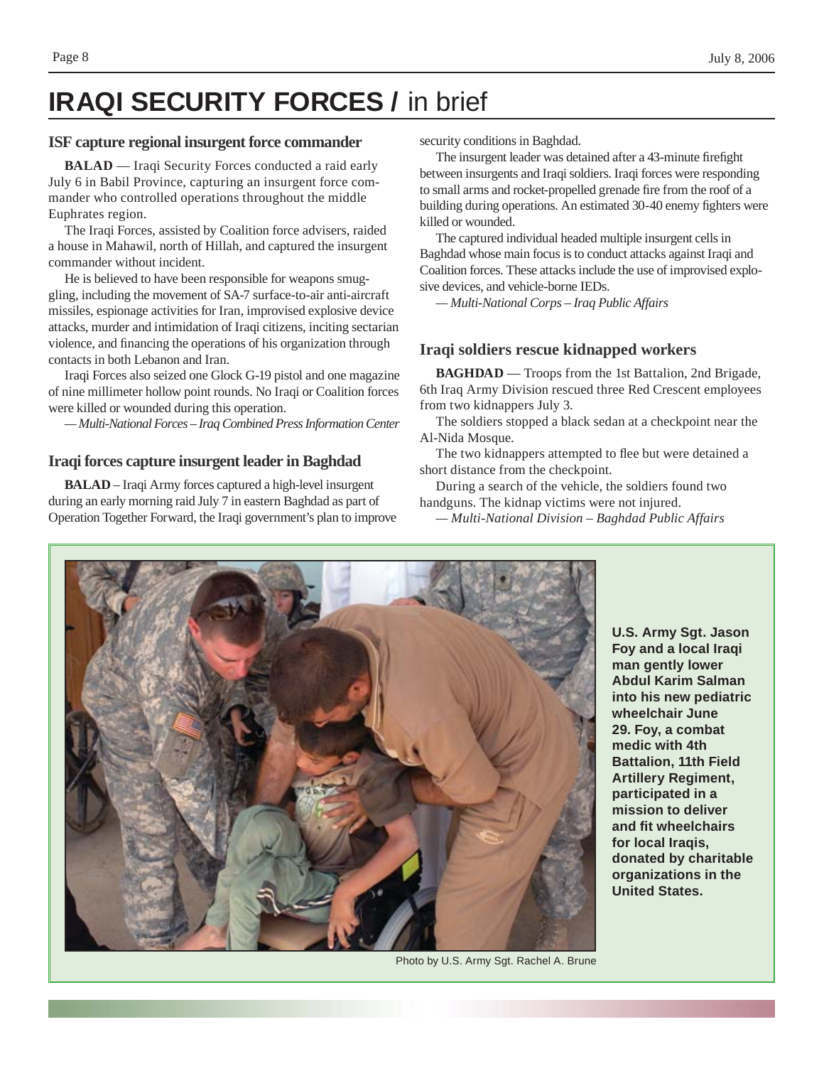# IRAQI SECURITY FORCES / in brief

## ISF capture regional insurgent force commander

**BALAD** — Iraqi Security Forces conducted a raid early July 6 in Babil Province, capturing an insurgent force commander who controlled operations throughout the middle Euphrates region.

The Iraqi Forces, assisted by Coalition force advisers, raided a house in Mahawil, north of Hillah, and captured the insurgent commander without incident.

He is believed to have been responsible for weapons smuggling, including the movement of SA-7 surface-to-air anti-aircraft missiles, espionage activities for Iran, improvised explosive device attacks, murder and intimidation of Iraqi citizens, inciting sectarian violence, and financing the operations of his organization through contacts in both Lebanon and Iran.

Iraqi Forces also seized one Glock G-19 pistol and one magazine of nine millimeter hollow point rounds. No Iraqi or Coalition forces were killed or wounded during this operation.

*— Multi-National Forces – Iraq Combined Press Information Center*

## Iraqi forces capture insurgent leader in Baghdad

**BALAD** – Iraqi Army forces captured a high-level insurgent during an early morning raid July 7 in eastern Baghdad as part of Operation Together Forward, the Iraqi government's plan to improve security conditions in Baghdad.

The insurgent leader was detained after a 43-minute firefight between insurgents and Iraqi soldiers. Iraqi forces were responding to small arms and rocket-propelled grenade fire from the roof of a building during operations. An estimated 30-40 enemy fighters were killed or wounded.

The captured individual headed multiple insurgent cells in Baghdad whose main focus is to conduct attacks against Iraqi and Coalition forces. These attacks include the use of improvised explosive devices, and vehicle-borne IEDs.

*— Multi-National Corps – Iraq Public Affairs*

## Iraqi soldiers rescue kidnapped workers

**BAGHDAD** — Troops from the 1st Battalion, 2nd Brigade, 6th Iraq Army Division rescued three Red Crescent employees from two kidnappers July 3.

The soldiers stopped a black sedan at a checkpoint near the Al-Nida Mosque.

The two kidnappers attempted to flee but were detained a short distance from the checkpoint.

During a search of the vehicle, the soldiers found two handguns. The kidnap victims were not injured.

*— Multi-National Division – Baghdad Public Affairs*

**U.S. Army Sgt. Jason Foy and a local Iraqi man gently lower Abdul Karim Salman into his new pediatric wheelchair June 29. Foy, a combat medic with 4th Battalion, 11th Field Artillery Regiment, participated in a mission to deliver and fit wheelchairs for local Iraqis, donated by charitable organizations in the United States.**

Photo by U.S. Army Sgt. Rachel A. Brune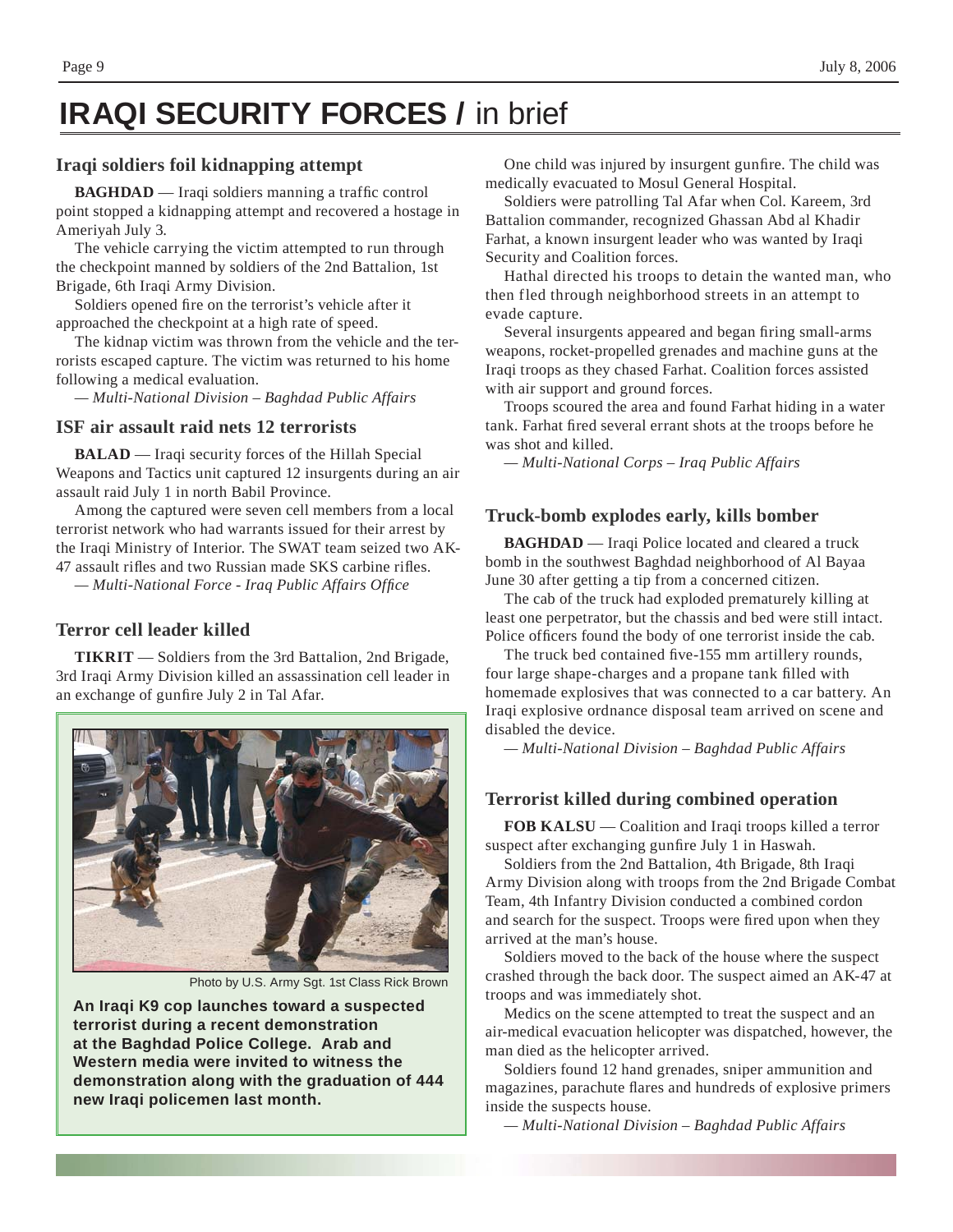# IRAQI SECURITY FORCES / in brief

## Iraqi soldiers foil kidnapping attempt

**BAGHDAD** — Iraqi soldiers manning a traffic control point stopped a kidnapping attempt and recovered a hostage in Ameriyah July 3.

The vehicle carrying the victim attempted to run through the checkpoint manned by soldiers of the 2nd Battalion, 1st Brigade, 6th Iraqi Army Division.

Soldiers opened fire on the terrorist's vehicle after it approached the checkpoint at a high rate of speed.

The kidnap victim was thrown from the vehicle and the terrorists escaped capture. The victim was returned to his home following a medical evaluation.

— *Multi-National Division – Baghdad Public Affairs*

## ISF air assault raid nets 12 terrorists

**BALAD** — Iraqi security forces of the Hillah Special Weapons and Tactics unit captured 12 insurgents during an air assault raid July 1 in north Babil Province.

Among the captured were seven cell members from a local terrorist network who had warrants issued for their arrest by the Iraqi Ministry of Interior. The SWAT team seized two AK-47 assault rifles and two Russian made SKS carbine rifles.

— *Multi-National Force - Iraq Public Affairs Office*

## Terror cell leader killed

**TIKRIT** — Soldiers from the 3rd Battalion, 2nd Brigade, 3rd Iraqi Army Division killed an assassination cell leader in an exchange of gunfire July 2 in Tal Afar.

One child was injured by insurgent gunfire. The child was medically evacuated to Mosul General Hospital.

Soldiers were patrolling Tal Afar when Col. Kareem, 3rd Battalion commander, recognized Ghassan Abd al Khadir Farhat, a known insurgent leader who was wanted by Iraqi Security and Coalition forces.

Hathal directed his troops to detain the wanted man, who then fled through neighborhood streets in an attempt to evade capture.

Several insurgents appeared and began firing small-arms weapons, rocket-propelled grenades and machine guns at the Iraqi troops as they chased Farhat. Coalition forces assisted with air support and ground forces.

Troops scoured the area and found Farhat hiding in a water tank. Farhat fired several errant shots at the troops before he was shot and killed.

— *Multi-National Corps – Iraq Public Affairs*

Photo by U.S. Army Sgt. 1st Class Rick Brown

**An Iraqi K9 cop launches toward a suspected terrorist during a recent demonstration at the Baghdad Police College. Arab and Western media were invited to witness the demonstration along with the graduation of 444 new Iraqi policemen last month.**

## Truck-bomb explodes early, kills bomber

**BAGHDAD** — Iraqi Police located and cleared a truck bomb in the southwest Baghdad neighborhood of Al Bayaa June 30 after getting a tip from a concerned citizen.

The cab of the truck had exploded prematurely killing at least one perpetrator, but the chassis and bed were still intact. Police officers found the body of one terrorist inside the cab.

The truck bed contained five-155 mm artillery rounds, four large shape-charges and a propane tank filled with homemade explosives that was connected to a car battery. An Iraqi explosive ordnance disposal team arrived on scene and disabled the device.

— *Multi-National Division – Baghdad Public Affairs*

## Terrorist killed during combined operation

**FOB KALSU** — Coalition and Iraqi troops killed a terror suspect after exchanging gunfire July 1 in Haswah.

Soldiers from the 2nd Battalion, 4th Brigade, 8th Iraqi Army Division along with troops from the 2nd Brigade Combat Team, 4th Infantry Division conducted a combined cordon and search for the suspect. Troops were fired upon when they arrived at the man's house.

Soldiers moved to the back of the house where the suspect crashed through the back door. The suspect aimed an AK-47 at troops and was immediately shot.

Medics on the scene attempted to treat the suspect and an air-medical evacuation helicopter was dispatched, however, the man died as the helicopter arrived.

Soldiers found 12 hand grenades, sniper ammunition and magazines, parachute flares and hundreds of explosive primers inside the suspects house.

— *Multi-National Division – Baghdad Public Affairs*